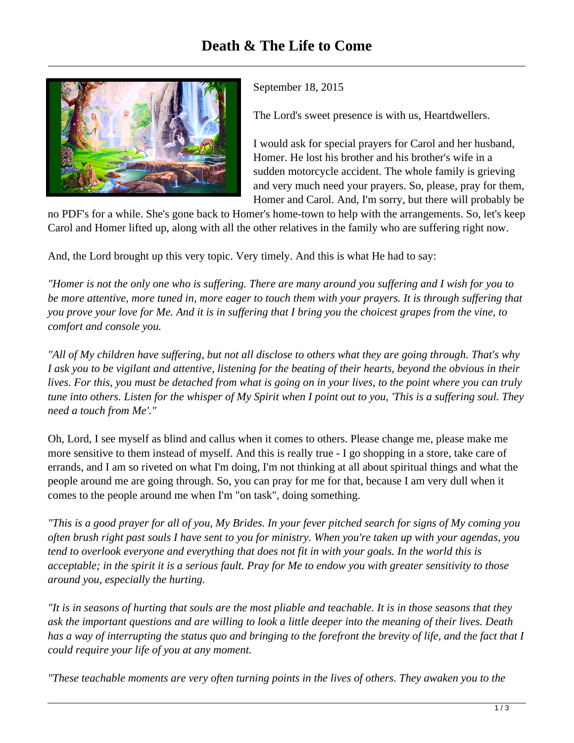# Death & The Life to Come

September 18, 2015

The Lord's sweet presence is with us, Heartdwellers.

I would ask for special prayers for Carol and her husband, Homer. He lost his brother and his brother's wife in a sudden motorcycle accident. The whole family is grieving and very much need your prayers. So, please, pray for them, Homer and Carol. And, I'm sorry, but there will probably be no PDF's for a while. She's gone back to Homer's home-town to help with the arrangements. So, let's keep Carol and Homer lifted up, along with all the other relatives in the family who are suffering right now.

And, the Lord brought up this very topic. Very timely. And this is what He had to say:

*"Homer is not the only one who is suffering. There are many around you suffering and I wish for you to be more attentive, more tuned in, more eager to touch them with your prayers. It is through suffering that you prove your love for Me. And it is in suffering that I bring you the choicest grapes from the vine, to comfort and console you.*

*"All of My children have suffering, but not all disclose to others what they are going through. That's why I ask you to be vigilant and attentive, listening for the beating of their hearts, beyond the obvious in their lives. For this, you must be detached from what is going on in your lives, to the point where you can truly tune into others. Listen for the whisper of My Spirit when I point out to you, 'This is a suffering soul. They need a touch from Me'."*

Oh, Lord, I see myself as blind and callus when it comes to others. Please change me, please make me more sensitive to them instead of myself. And this is really true - I go shopping in a store, take care of errands, and I am so riveted on what I'm doing, I'm not thinking at all about spiritual things and what the people around me are going through. So, you can pray for me for that, because I am very dull when it comes to the people around me when I'm "on task", doing something.

*"This is a good prayer for all of you, My Brides. In your fever pitched search for signs of My coming you often brush right past souls I have sent to you for ministry. When you're taken up with your agendas, you tend to overlook everyone and everything that does not fit in with your goals. In the world this is acceptable; in the spirit it is a serious fault. Pray for Me to endow you with greater sensitivity to those around you, especially the hurting.*

*"It is in seasons of hurting that souls are the most pliable and teachable. It is in those seasons that they ask the important questions and are willing to look a little deeper into the meaning of their lives. Death has a way of interrupting the status quo and bringing to the forefront the brevity of life, and the fact that I could require your life of you at any moment.*

*"These teachable moments are very often turning points in the lives of others. They awaken you to the*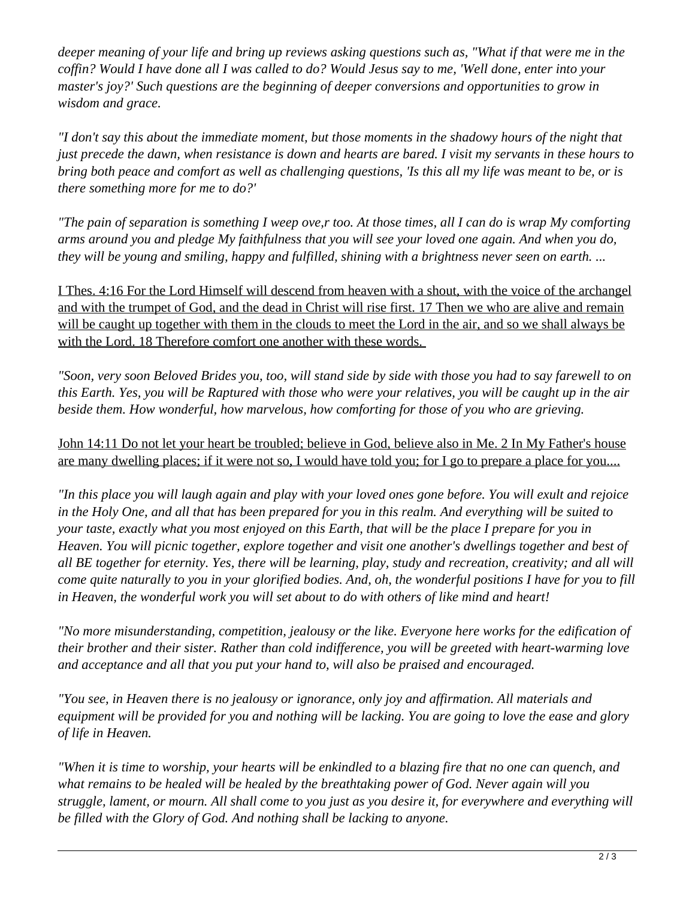*deeper meaning of your life and bring up reviews asking questions such as, "What if that were me in the coffin? Would I have done all I was called to do? Would Jesus say to me, 'Well done, enter into your master's joy?' Such questions are the beginning of deeper conversions and opportunities to grow in wisdom and grace.*

*"I don't say this about the immediate moment, but those moments in the shadowy hours of the night that just precede the dawn, when resistance is down and hearts are bared. I visit my servants in these hours to bring both peace and comfort as well as challenging questions, 'Is this all my life was meant to be, or is there something more for me to do?'*

*"The pain of separation is something I weep ove,r too. At those times, all I can do is wrap My comforting arms around you and pledge My faithfulness that you will see your loved one again. And when you do, they will be young and smiling, happy and fulfilled, shining with a brightness never seen on earth. ...*

<u>I Thes. 4:16 For the Lord Himself will descend from heaven with a shout, with the voice of the archangel and with the trumpet of God, and the dead in Christ will rise first. 17 Then we who are alive and remain will be caught up together with them in the clouds to meet the Lord in the air, and so we shall always be with the Lord. 18 Therefore comfort one another with these words.</u>

*"Soon, very soon Beloved Brides you, too, will stand side by side with those you had to say farewell to on this Earth. Yes, you will be Raptured with those who were your relatives, you will be caught up in the air beside them. How wonderful, how marvelous, how comforting for those of you who are grieving.*

<u>John 14:11 Do not let your heart be troubled; believe in God, believe also in Me. 2 In My Father's house are many dwelling places; if it were not so, I would have told you; for I go to prepare a place for you....</u>

*"In this place you will laugh again and play with your loved ones gone before. You will exult and rejoice in the Holy One, and all that has been prepared for you in this realm. And everything will be suited to your taste, exactly what you most enjoyed on this Earth, that will be the place I prepare for you in Heaven. You will picnic together, explore together and visit one another's dwellings together and best of all BE together for eternity. Yes, there will be learning, play, study and recreation, creativity; and all will come quite naturally to you in your glorified bodies. And, oh, the wonderful positions I have for you to fill in Heaven, the wonderful work you will set about to do with others of like mind and heart!*

*"No more misunderstanding, competition, jealousy or the like. Everyone here works for the edification of their brother and their sister. Rather than cold indifference, you will be greeted with heart-warming love and acceptance and all that you put your hand to, will also be praised and encouraged.*

*"You see, in Heaven there is no jealousy or ignorance, only joy and affirmation. All materials and equipment will be provided for you and nothing will be lacking. You are going to love the ease and glory of life in Heaven.*

*"When it is time to worship, your hearts will be enkindled to a blazing fire that no one can quench, and what remains to be healed will be healed by the breathtaking power of God. Never again will you struggle, lament, or mourn. All shall come to you just as you desire it, for everywhere and everything will be filled with the Glory of God. And nothing shall be lacking to anyone.*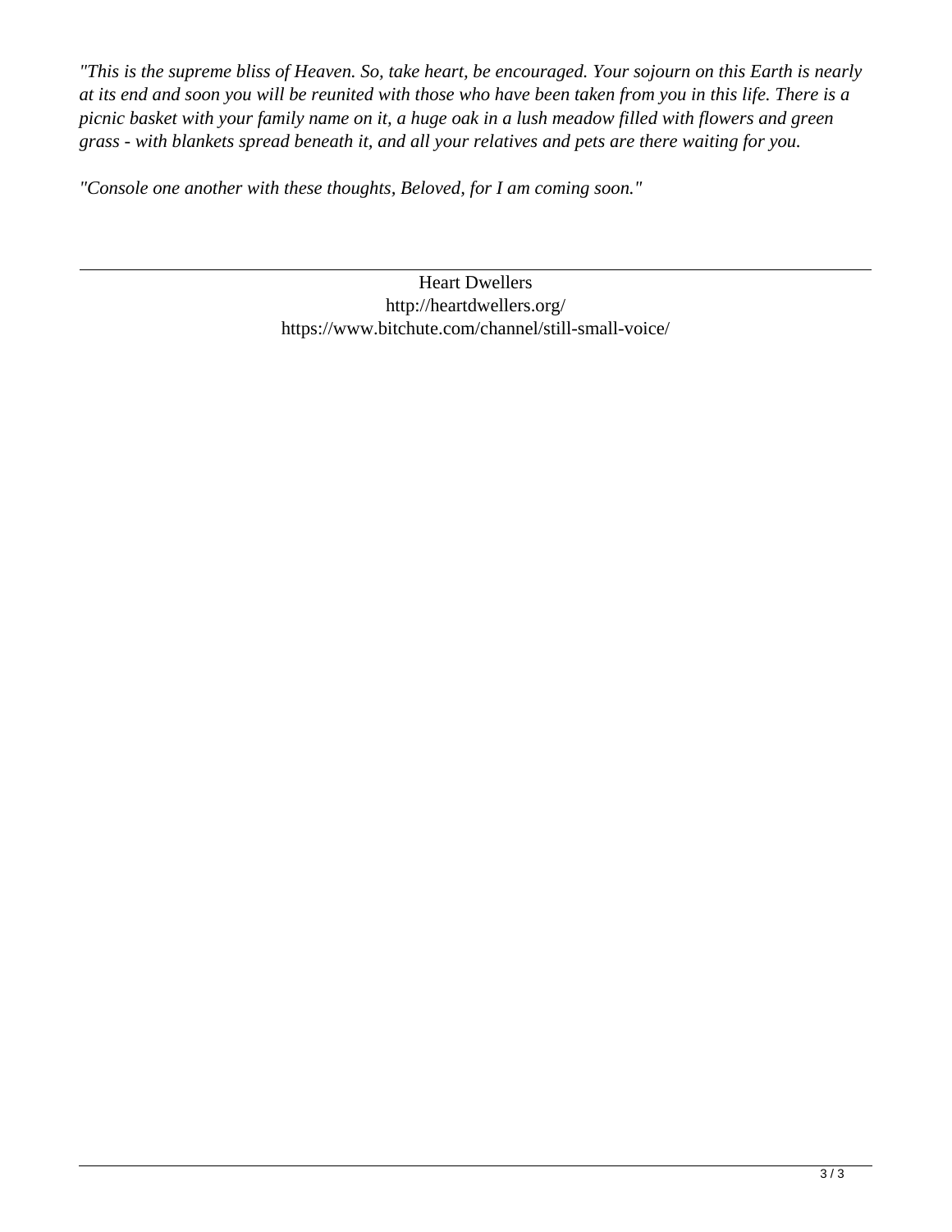*"This is the supreme bliss of Heaven. So, take heart, be encouraged. Your sojourn on this Earth is nearly at its end and soon you will be reunited with those who have been taken from you in this life. There is a picnic basket with your family name on it, a huge oak in a lush meadow filled with flowers and green grass - with blankets spread beneath it, and all your relatives and pets are there waiting for you.*

*"Console one another with these thoughts, Beloved, for I am coming soon."*

---

Heart Dwellers
http://heartdwellers.org/
https://www.bitchute.com/channel/still-small-voice/